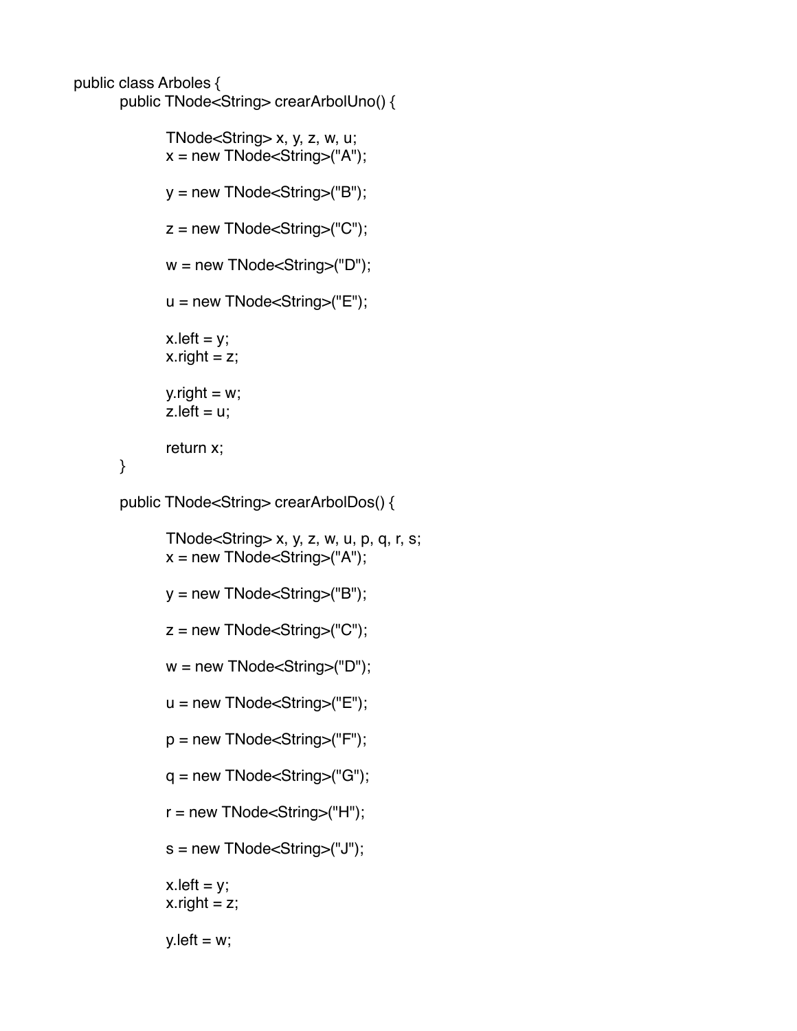```java
public class Arboles {
	public TNode<String> crearArbolUno() {

		TNode<String> x, y, z, w, u;
		x = new TNode<String>("A");

		y = new TNode<String>("B");

		z = new TNode<String>("C");

		w = new TNode<String>("D");

		u = new TNode<String>("E");

		x.left = y;
		x.right = z;

		y.right = w;
		z.left = u;

		return x;
	}

	public TNode<String> crearArbolDos() {

		TNode<String> x, y, z, w, u, p, q, r, s;
		x = new TNode<String>("A");

		y = new TNode<String>("B");

		z = new TNode<String>("C");

		w = new TNode<String>("D");

		u = new TNode<String>("E");

		p = new TNode<String>("F");

		q = new TNode<String>("G");

		r = new TNode<String>("H");

		s = new TNode<String>("J");

		x.left = y;
		x.right = z;

		y.left = w;
```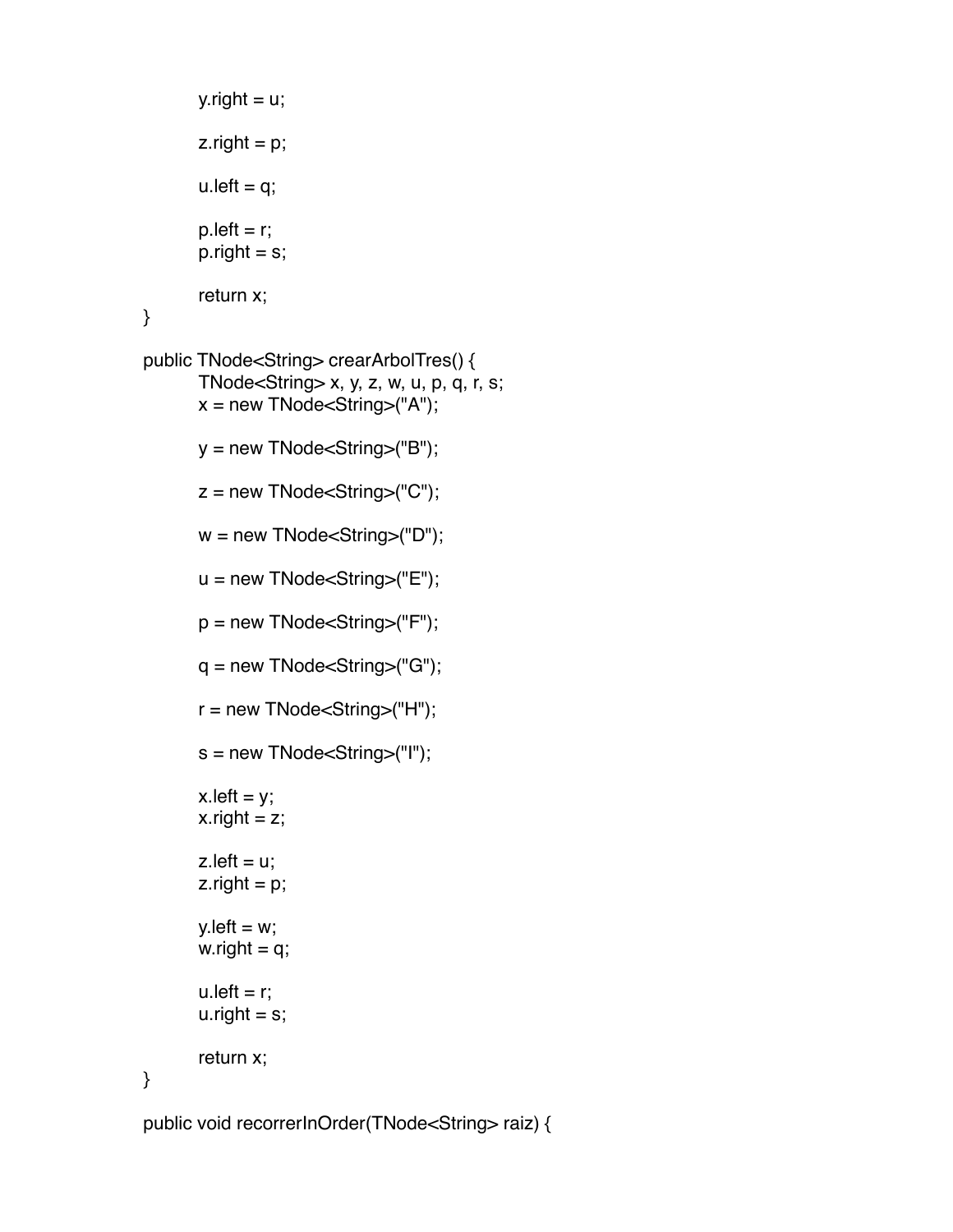```java
        y.right = u;

        z.right = p;

        u.left = q;

        p.left = r;
        p.right = s;

        return x;
    }

    public TNode<String> crearArbolTres() {
        TNode<String> x, y, z, w, u, p, q, r, s;
        x = new TNode<String>("A");

        y = new TNode<String>("B");

        z = new TNode<String>("C");

        w = new TNode<String>("D");

        u = new TNode<String>("E");

        p = new TNode<String>("F");

        q = new TNode<String>("G");

        r = new TNode<String>("H");

        s = new TNode<String>("I");

        x.left = y;
        x.right = z;

        z.left = u;
        z.right = p;

        y.left = w;
        w.right = q;

        u.left = r;
        u.right = s;

        return x;
    }

    public void recorrerInOrder(TNode<String> raiz) {
```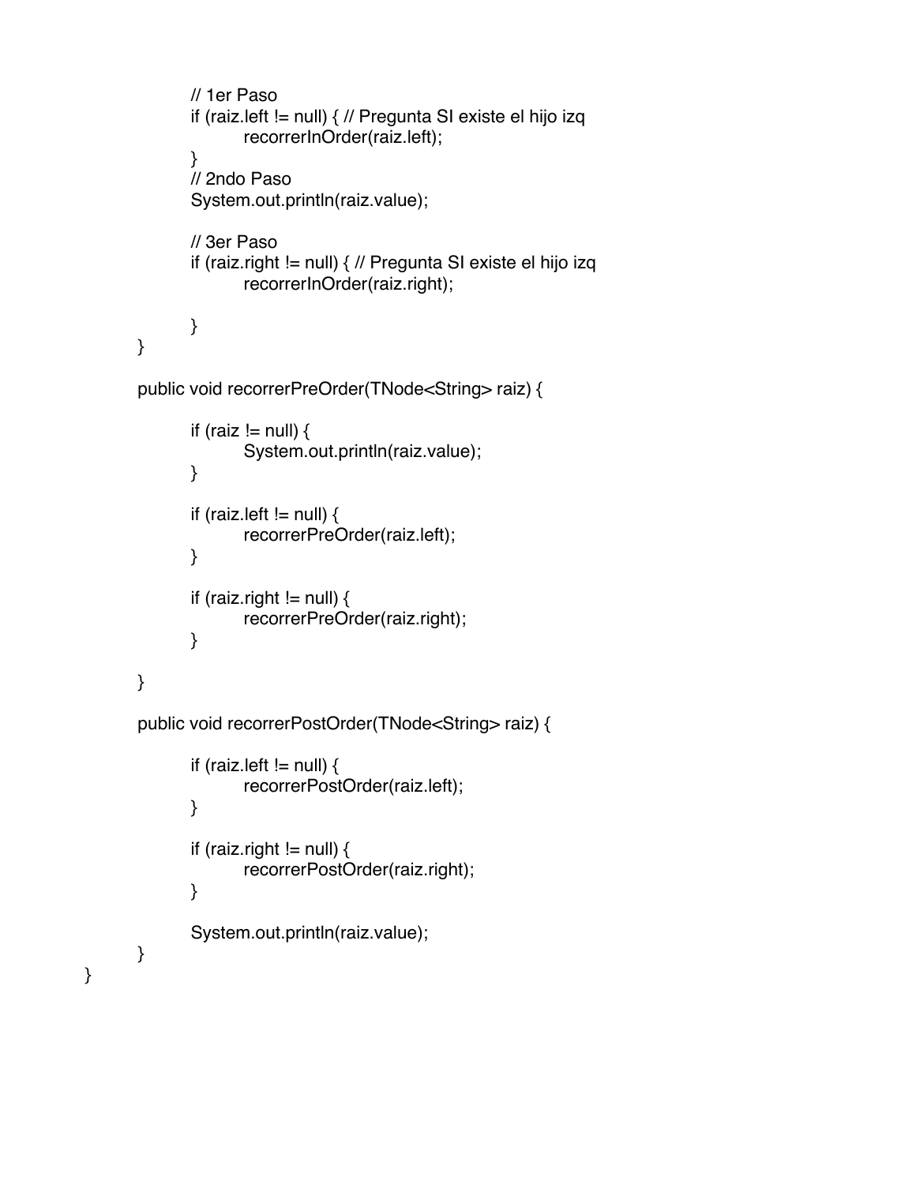```java
		// 1er Paso
		if (raiz.left != null) { // Pregunta SI existe el hijo izq
			recorrerInOrder(raiz.left);
		}
		// 2ndo Paso
		System.out.println(raiz.value);

		// 3er Paso
		if (raiz.right != null) { // Pregunta SI existe el hijo izq
			recorrerInOrder(raiz.right);

		}
	}

	public void recorrerPreOrder(TNode<String> raiz) {

		if (raiz != null) {
			System.out.println(raiz.value);
		}

		if (raiz.left != null) {
			recorrerPreOrder(raiz.left);
		}

		if (raiz.right != null) {
			recorrerPreOrder(raiz.right);
		}

	}

	public void recorrerPostOrder(TNode<String> raiz) {

		if (raiz.left != null) {
			recorrerPostOrder(raiz.left);
		}

		if (raiz.right != null) {
			recorrerPostOrder(raiz.right);
		}

		System.out.println(raiz.value);
	}
}
```